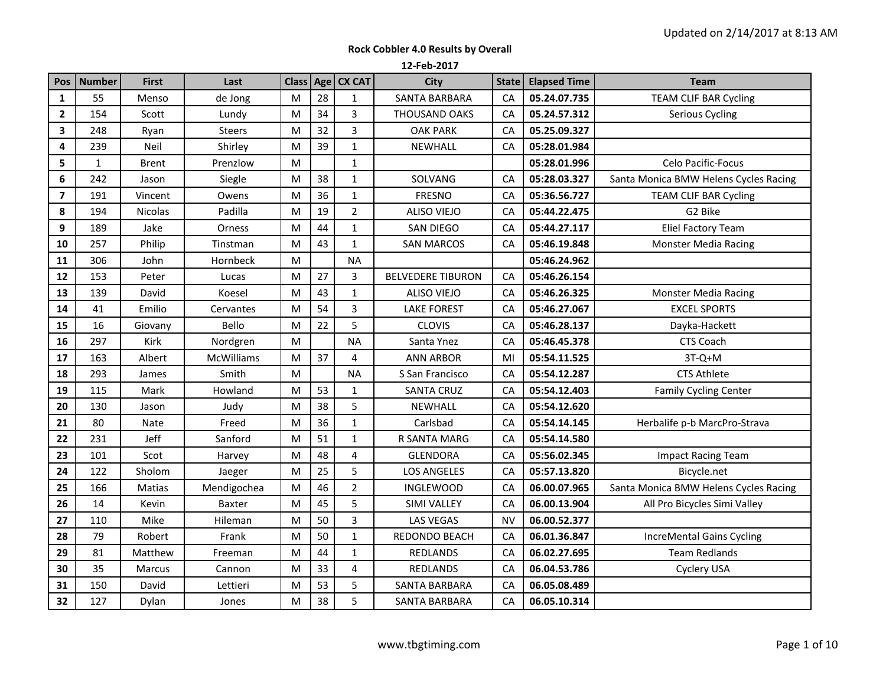Updated on 2/14/2017 at 8:13 AM

**Rock Cobbler 4.0 Results by Overall**

**12-Feb-2017**

| Pos | Number | First | Last | Class | Age | CX CAT | City | State | Elapsed Time | Team |
|---|---|---|---|---|---|---|---|---|---|---|
| 1 | 55 | Menso | de Jong | M | 28 | 1 | SANTA BARBARA | CA | 05.24.07.735 | TEAM CLIF BAR Cycling |
| 2 | 154 | Scott | Lundy | M | 34 | 3 | THOUSAND OAKS | CA | 05.24.57.312 | Serious Cycling |
| 3 | 248 | Ryan | Steers | M | 32 | 3 | OAK PARK | CA | 05.25.09.327 | |
| 4 | 239 | Neil | Shirley | M | 39 | 1 | NEWHALL | CA | 05:28.01.984 | |
| 5 | 1 | Brent | Prenzlow | M | | 1 | | | 05:28.01.996 | Celo Pacific-Focus |
| 6 | 242 | Jason | Siegle | M | 38 | 1 | SOLVANG | CA | 05:28.03.327 | Santa Monica BMW Helens Cycles Racing |
| 7 | 191 | Vincent | Owens | M | 36 | 1 | FRESNO | CA | 05:36.56.727 | TEAM CLIF BAR Cycling |
| 8 | 194 | Nicolas | Padilla | M | 19 | 2 | ALISO VIEJO | CA | 05:44.22.475 | G2 Bike |
| 9 | 189 | Jake | Orness | M | 44 | 1 | SAN DIEGO | CA | 05:44.27.117 | Eliel Factory Team |
| 10 | 257 | Philip | Tinstman | M | 43 | 1 | SAN MARCOS | CA | 05:46.19.848 | Monster Media Racing |
| 11 | 306 | John | Hornbeck | M | | NA | | | 05:46.24.962 | |
| 12 | 153 | Peter | Lucas | M | 27 | 3 | BELVEDERE TIBURON | CA | 05:46.26.154 | |
| 13 | 139 | David | Koesel | M | 43 | 1 | ALISO VIEJO | CA | 05:46.26.325 | Monster Media Racing |
| 14 | 41 | Emilio | Cervantes | M | 54 | 3 | LAKE FOREST | CA | 05:46.27.067 | EXCEL SPORTS |
| 15 | 16 | Giovany | Bello | M | 22 | 5 | CLOVIS | CA | 05:46.28.137 | Dayka-Hackett |
| 16 | 297 | Kirk | Nordgren | M | | NA | Santa Ynez | CA | 05:46.45.378 | CTS Coach |
| 17 | 163 | Albert | McWilliams | M | 37 | 4 | ANN ARBOR | MI | 05:54.11.525 | 3T-Q+M |
| 18 | 293 | James | Smith | M | | NA | S San Francisco | CA | 05:54.12.287 | CTS Athlete |
| 19 | 115 | Mark | Howland | M | 53 | 1 | SANTA CRUZ | CA | 05:54.12.403 | Family Cycling Center |
| 20 | 130 | Jason | Judy | M | 38 | 5 | NEWHALL | CA | 05:54.12.620 | |
| 21 | 80 | Nate | Freed | M | 36 | 1 | Carlsbad | CA | 05:54.14.145 | Herbalife p-b MarcPro-Strava |
| 22 | 231 | Jeff | Sanford | M | 51 | 1 | R SANTA MARG | CA | 05:54.14.580 | |
| 23 | 101 | Scot | Harvey | M | 48 | 4 | GLENDORA | CA | 05:56.02.345 | Impact Racing Team |
| 24 | 122 | Sholom | Jaeger | M | 25 | 5 | LOS ANGELES | CA | 05:57.13.820 | Bicycle.net |
| 25 | 166 | Matias | Mendigochea | M | 46 | 2 | INGLEWOOD | CA | 06.00.07.965 | Santa Monica BMW Helens Cycles Racing |
| 26 | 14 | Kevin | Baxter | M | 45 | 5 | SIMI VALLEY | CA | 06.00.13.904 | All Pro Bicycles Simi Valley |
| 27 | 110 | Mike | Hileman | M | 50 | 3 | LAS VEGAS | NV | 06.00.52.377 | |
| 28 | 79 | Robert | Frank | M | 50 | 1 | REDONDO BEACH | CA | 06.01.36.847 | IncreMental Gains Cycling |
| 29 | 81 | Matthew | Freeman | M | 44 | 1 | REDLANDS | CA | 06.02.27.695 | Team Redlands |
| 30 | 35 | Marcus | Cannon | M | 33 | 4 | REDLANDS | CA | 06.04.53.786 | Cyclery USA |
| 31 | 150 | David | Lettieri | M | 53 | 5 | SANTA BARBARA | CA | 06.05.08.489 | |
| 32 | 127 | Dylan | Jones | M | 38 | 5 | SANTA BARBARA | CA | 06.05.10.314 | |

www.tbgtiming.com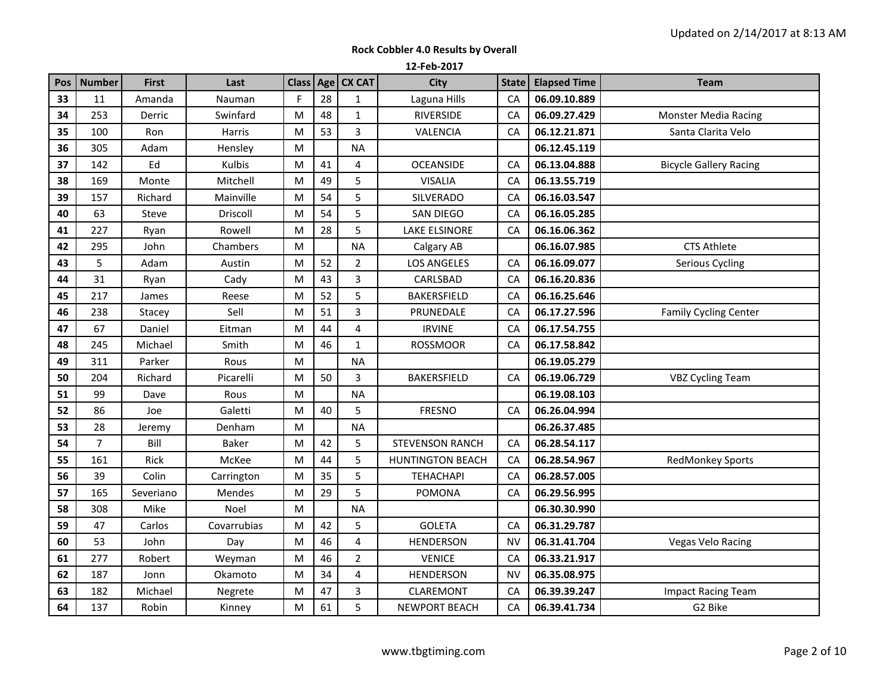Updated on 2/14/2017 at 8:13 AM

**Rock Cobbler 4.0 Results by Overall**

**12-Feb-2017**

| Pos | Number | First | Last | Class | Age | CX CAT | City | State | Elapsed Time | Team |
|---|---|---|---|---|---|---|---|---|---|---|
| **33** | 11 | Amanda | Nauman | F | 28 | 1 | Laguna Hills | CA | **06.09.10.889** | |
| **34** | 253 | Derric | Swinfard | M | 48 | 1 | RIVERSIDE | CA | **06.09.27.429** | Monster Media Racing |
| **35** | 100 | Ron | Harris | M | 53 | 3 | VALENCIA | CA | **06.12.21.871** | Santa Clarita Velo |
| **36** | 305 | Adam | Hensley | M | | NA | | | **06.12.45.119** | |
| **37** | 142 | Ed | Kulbis | M | 41 | 4 | OCEANSIDE | CA | **06.13.04.888** | Bicycle Gallery Racing |
| **38** | 169 | Monte | Mitchell | M | 49 | 5 | VISALIA | CA | **06.13.55.719** | |
| **39** | 157 | Richard | Mainville | M | 54 | 5 | SILVERADO | CA | **06.16.03.547** | |
| **40** | 63 | Steve | Driscoll | M | 54 | 5 | SAN DIEGO | CA | **06.16.05.285** | |
| **41** | 227 | Ryan | Rowell | M | 28 | 5 | LAKE ELSINORE | CA | **06.16.06.362** | |
| **42** | 295 | John | Chambers | M | | NA | Calgary AB | | **06.16.07.985** | CTS Athlete |
| **43** | 5 | Adam | Austin | M | 52 | 2 | LOS ANGELES | CA | **06.16.09.077** | Serious Cycling |
| **44** | 31 | Ryan | Cady | M | 43 | 3 | CARLSBAD | CA | **06.16.20.836** | |
| **45** | 217 | James | Reese | M | 52 | 5 | BAKERSFIELD | CA | **06.16.25.646** | |
| **46** | 238 | Stacey | Sell | M | 51 | 3 | PRUNEDALE | CA | **06.17.27.596** | Family Cycling Center |
| **47** | 67 | Daniel | Eitman | M | 44 | 4 | IRVINE | CA | **06.17.54.755** | |
| **48** | 245 | Michael | Smith | M | 46 | 1 | ROSSMOOR | CA | **06.17.58.842** | |
| **49** | 311 | Parker | Rous | M | | NA | | | **06.19.05.279** | |
| **50** | 204 | Richard | Picarelli | M | 50 | 3 | BAKERSFIELD | CA | **06.19.06.729** | VBZ Cycling Team |
| **51** | 99 | Dave | Rous | M | | NA | | | **06.19.08.103** | |
| **52** | 86 | Joe | Galetti | M | 40 | 5 | FRESNO | CA | **06.26.04.994** | |
| **53** | 28 | Jeremy | Denham | M | | NA | | | **06.26.37.485** | |
| **54** | 7 | Bill | Baker | M | 42 | 5 | STEVENSON RANCH | CA | **06.28.54.117** | |
| **55** | 161 | Rick | McKee | M | 44 | 5 | HUNTINGTON BEACH | CA | **06.28.54.967** | RedMonkey Sports |
| **56** | 39 | Colin | Carrington | M | 35 | 5 | TEHACHAPI | CA | **06.28.57.005** | |
| **57** | 165 | Severiano | Mendes | M | 29 | 5 | POMONA | CA | **06.29.56.995** | |
| **58** | 308 | Mike | Noel | M | | NA | | | **06.30.30.990** | |
| **59** | 47 | Carlos | Covarrubias | M | 42 | 5 | GOLETA | CA | **06.31.29.787** | |
| **60** | 53 | John | Day | M | 46 | 4 | HENDERSON | NV | **06.31.41.704** | Vegas Velo Racing |
| **61** | 277 | Robert | Weyman | M | 46 | 2 | VENICE | CA | **06.33.21.917** | |
| **62** | 187 | Jonn | Okamoto | M | 34 | 4 | HENDERSON | NV | **06.35.08.975** | |
| **63** | 182 | Michael | Negrete | M | 47 | 3 | CLAREMONT | CA | **06.39.39.247** | Impact Racing Team |
| **64** | 137 | Robin | Kinney | M | 61 | 5 | NEWPORT BEACH | CA | **06.39.41.734** | G2 Bike |

www.tbgtiming.com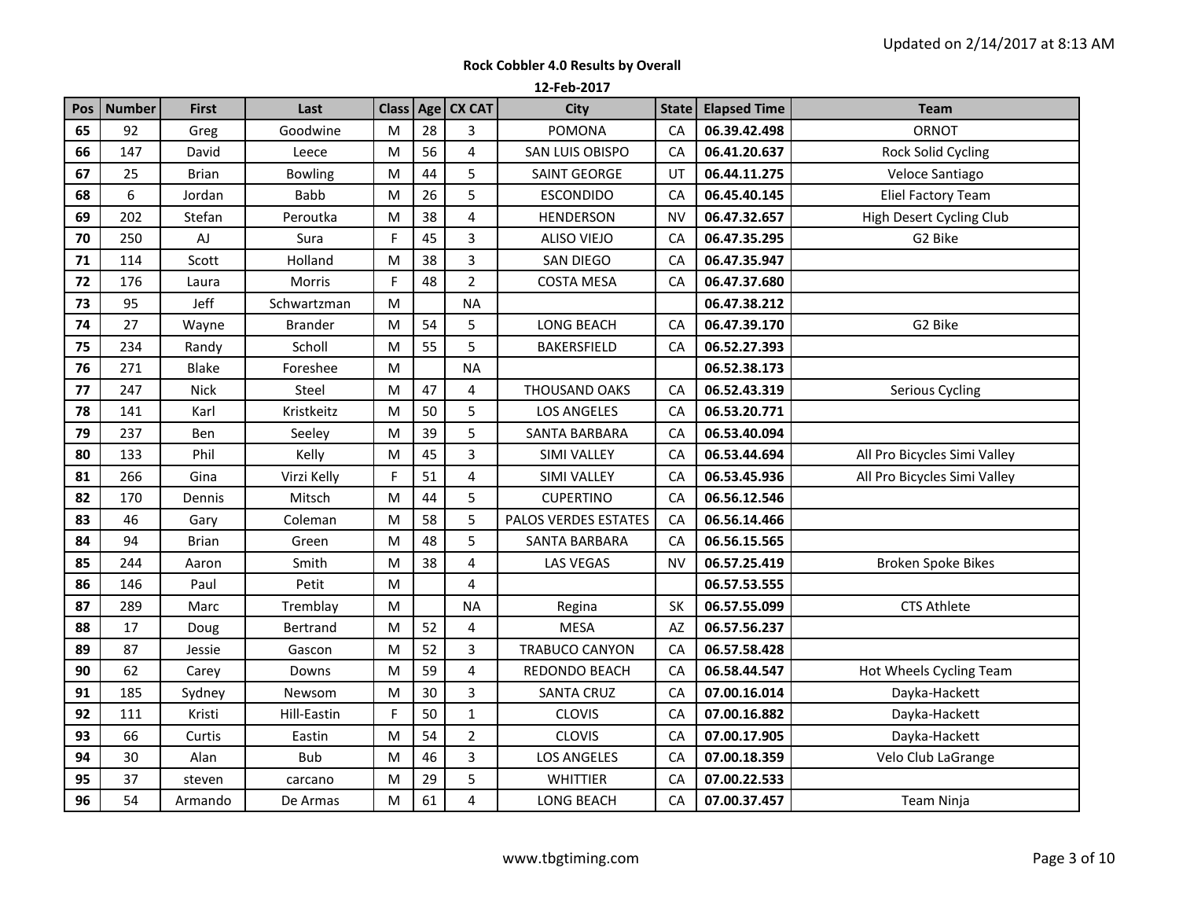Updated on 2/14/2017 at 8:13 AM

**Rock Cobbler 4.0 Results by Overall**

**12-Feb-2017**

| Pos | Number | First | Last | Class | Age | CX CAT | City | State | Elapsed Time | Team |
|---|---|---|---|---|---|---|---|---|---|---|
| 65 | 92 | Greg | Goodwine | M | 28 | 3 | POMONA | CA | 06.39.42.498 | ORNOT |
| 66 | 147 | David | Leece | M | 56 | 4 | SAN LUIS OBISPO | CA | 06.41.20.637 | Rock Solid Cycling |
| 67 | 25 | Brian | Bowling | M | 44 | 5 | SAINT GEORGE | UT | 06.44.11.275 | Veloce Santiago |
| 68 | 6 | Jordan | Babb | M | 26 | 5 | ESCONDIDO | CA | 06.45.40.145 | Eliel Factory Team |
| 69 | 202 | Stefan | Peroutka | M | 38 | 4 | HENDERSON | NV | 06.47.32.657 | High Desert Cycling Club |
| 70 | 250 | AJ | Sura | F | 45 | 3 | ALISO VIEJO | CA | 06.47.35.295 | G2 Bike |
| 71 | 114 | Scott | Holland | M | 38 | 3 | SAN DIEGO | CA | 06.47.35.947 | |
| 72 | 176 | Laura | Morris | F | 48 | 2 | COSTA MESA | CA | 06.47.37.680 | |
| 73 | 95 | Jeff | Schwartzman | M | | NA | | | 06.47.38.212 | |
| 74 | 27 | Wayne | Brander | M | 54 | 5 | LONG BEACH | CA | 06.47.39.170 | G2 Bike |
| 75 | 234 | Randy | Scholl | M | 55 | 5 | BAKERSFIELD | CA | 06.52.27.393 | |
| 76 | 271 | Blake | Foreshee | M | | NA | | | 06.52.38.173 | |
| 77 | 247 | Nick | Steel | M | 47 | 4 | THOUSAND OAKS | CA | 06.52.43.319 | Serious Cycling |
| 78 | 141 | Karl | Kristkeitz | M | 50 | 5 | LOS ANGELES | CA | 06.53.20.771 | |
| 79 | 237 | Ben | Seeley | M | 39 | 5 | SANTA BARBARA | CA | 06.53.40.094 | |
| 80 | 133 | Phil | Kelly | M | 45 | 3 | SIMI VALLEY | CA | 06.53.44.694 | All Pro Bicycles Simi Valley |
| 81 | 266 | Gina | Virzi Kelly | F | 51 | 4 | SIMI VALLEY | CA | 06.53.45.936 | All Pro Bicycles Simi Valley |
| 82 | 170 | Dennis | Mitsch | M | 44 | 5 | CUPERTINO | CA | 06.56.12.546 | |
| 83 | 46 | Gary | Coleman | M | 58 | 5 | PALOS VERDES ESTATES | CA | 06.56.14.466 | |
| 84 | 94 | Brian | Green | M | 48 | 5 | SANTA BARBARA | CA | 06.56.15.565 | |
| 85 | 244 | Aaron | Smith | M | 38 | 4 | LAS VEGAS | NV | 06.57.25.419 | Broken Spoke Bikes |
| 86 | 146 | Paul | Petit | M | | 4 | | | 06.57.53.555 | |
| 87 | 289 | Marc | Tremblay | M | | NA | Regina | SK | 06.57.55.099 | CTS Athlete |
| 88 | 17 | Doug | Bertrand | M | 52 | 4 | MESA | AZ | 06.57.56.237 | |
| 89 | 87 | Jessie | Gascon | M | 52 | 3 | TRABUCO CANYON | CA | 06.57.58.428 | |
| 90 | 62 | Carey | Downs | M | 59 | 4 | REDONDO BEACH | CA | 06.58.44.547 | Hot Wheels Cycling Team |
| 91 | 185 | Sydney | Newsom | M | 30 | 3 | SANTA CRUZ | CA | 07.00.16.014 | Dayka-Hackett |
| 92 | 111 | Kristi | Hill-Eastin | F | 50 | 1 | CLOVIS | CA | 07.00.16.882 | Dayka-Hackett |
| 93 | 66 | Curtis | Eastin | M | 54 | 2 | CLOVIS | CA | 07.00.17.905 | Dayka-Hackett |
| 94 | 30 | Alan | Bub | M | 46 | 3 | LOS ANGELES | CA | 07.00.18.359 | Velo Club LaGrange |
| 95 | 37 | steven | carcano | M | 29 | 5 | WHITTIER | CA | 07.00.22.533 | |
| 96 | 54 | Armando | De Armas | M | 61 | 4 | LONG BEACH | CA | 07.00.37.457 | Team Ninja |

www.tbgtiming.com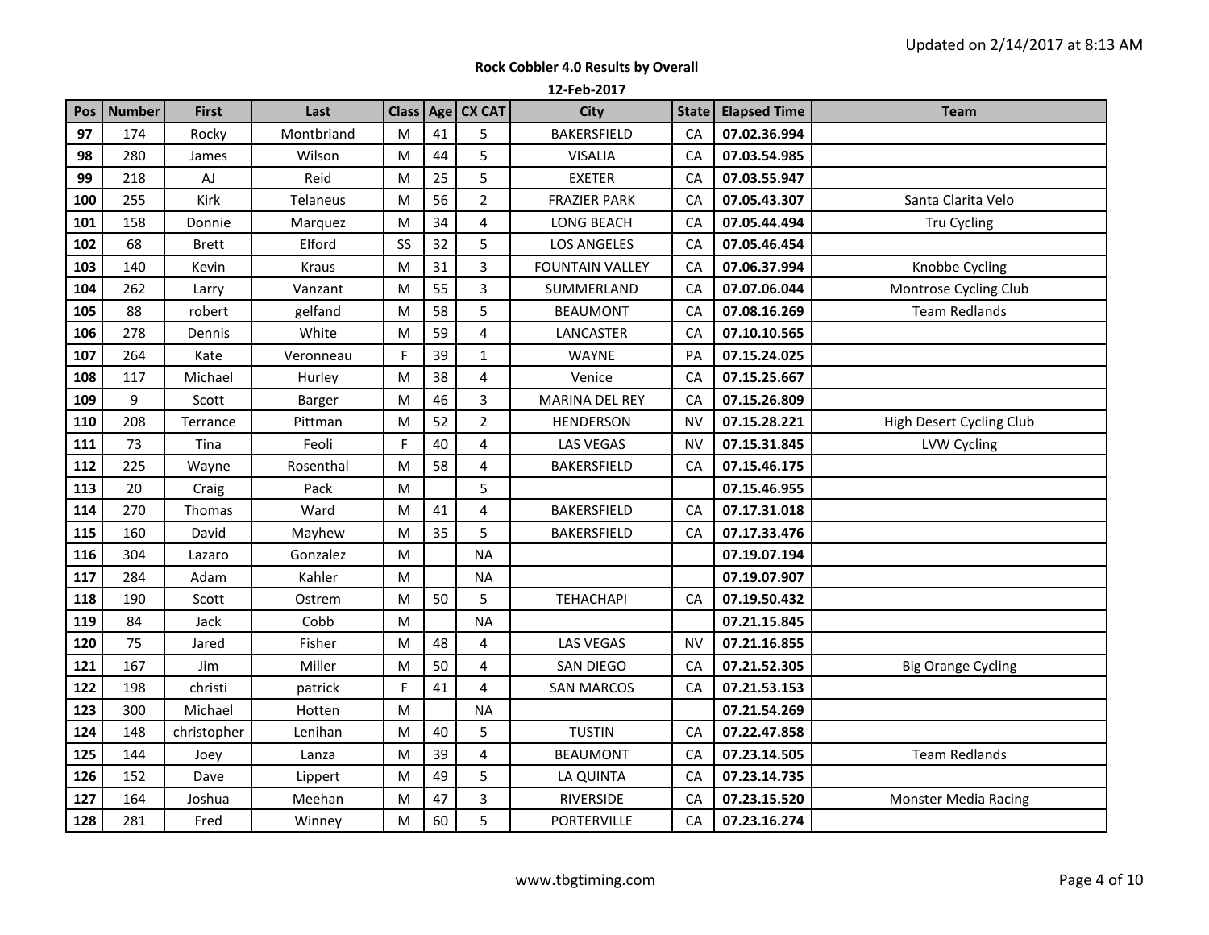Updated on 2/14/2017 at 8:13 AM

**Rock Cobbler 4.0 Results by Overall**

**12-Feb-2017**

| Pos | Number | First | Last | Class | Age | CX CAT | City | State | Elapsed Time | Team |
|---|---|---|---|---|---|---|---|---|---|---|
| **97** | 174 | Rocky | Montbriand | M | 41 | 5 | BAKERSFIELD | CA | **07.02.36.994** | |
| **98** | 280 | James | Wilson | M | 44 | 5 | VISALIA | CA | **07.03.54.985** | |
| **99** | 218 | AJ | Reid | M | 25 | 5 | EXETER | CA | **07.03.55.947** | |
| **100** | 255 | Kirk | Telaneus | M | 56 | 2 | FRAZIER PARK | CA | **07.05.43.307** | Santa Clarita Velo |
| **101** | 158 | Donnie | Marquez | M | 34 | 4 | LONG BEACH | CA | **07.05.44.494** | Tru Cycling |
| **102** | 68 | Brett | Elford | SS | 32 | 5 | LOS ANGELES | CA | **07.05.46.454** | |
| **103** | 140 | Kevin | Kraus | M | 31 | 3 | FOUNTAIN VALLEY | CA | **07.06.37.994** | Knobbe Cycling |
| **104** | 262 | Larry | Vanzant | M | 55 | 3 | SUMMERLAND | CA | **07.07.06.044** | Montrose Cycling Club |
| **105** | 88 | robert | gelfand | M | 58 | 5 | BEAUMONT | CA | **07.08.16.269** | Team Redlands |
| **106** | 278 | Dennis | White | M | 59 | 4 | LANCASTER | CA | **07.10.10.565** | |
| **107** | 264 | Kate | Veronneau | F | 39 | 1 | WAYNE | PA | **07.15.24.025** | |
| **108** | 117 | Michael | Hurley | M | 38 | 4 | Venice | CA | **07.15.25.667** | |
| **109** | 9 | Scott | Barger | M | 46 | 3 | MARINA DEL REY | CA | **07.15.26.809** | |
| **110** | 208 | Terrance | Pittman | M | 52 | 2 | HENDERSON | NV | **07.15.28.221** | High Desert Cycling Club |
| **111** | 73 | Tina | Feoli | F | 40 | 4 | LAS VEGAS | NV | **07.15.31.845** | LVW Cycling |
| **112** | 225 | Wayne | Rosenthal | M | 58 | 4 | BAKERSFIELD | CA | **07.15.46.175** | |
| **113** | 20 | Craig | Pack | M | | 5 | | | **07.15.46.955** | |
| **114** | 270 | Thomas | Ward | M | 41 | 4 | BAKERSFIELD | CA | **07.17.31.018** | |
| **115** | 160 | David | Mayhew | M | 35 | 5 | BAKERSFIELD | CA | **07.17.33.476** | |
| **116** | 304 | Lazaro | Gonzalez | M | | NA | | | **07.19.07.194** | |
| **117** | 284 | Adam | Kahler | M | | NA | | | **07.19.07.907** | |
| **118** | 190 | Scott | Ostrem | M | 50 | 5 | TEHACHAPI | CA | **07.19.50.432** | |
| **119** | 84 | Jack | Cobb | M | | NA | | | **07.21.15.845** | |
| **120** | 75 | Jared | Fisher | M | 48 | 4 | LAS VEGAS | NV | **07.21.16.855** | |
| **121** | 167 | Jim | Miller | M | 50 | 4 | SAN DIEGO | CA | **07.21.52.305** | Big Orange Cycling |
| **122** | 198 | christi | patrick | F | 41 | 4 | SAN MARCOS | CA | **07.21.53.153** | |
| **123** | 300 | Michael | Hotten | M | | NA | | | **07.21.54.269** | |
| **124** | 148 | christopher | Lenihan | M | 40 | 5 | TUSTIN | CA | **07.22.47.858** | |
| **125** | 144 | Joey | Lanza | M | 39 | 4 | BEAUMONT | CA | **07.23.14.505** | Team Redlands |
| **126** | 152 | Dave | Lippert | M | 49 | 5 | LA QUINTA | CA | **07.23.14.735** | |
| **127** | 164 | Joshua | Meehan | M | 47 | 3 | RIVERSIDE | CA | **07.23.15.520** | Monster Media Racing |
| **128** | 281 | Fred | Winney | M | 60 | 5 | PORTERVILLE | CA | **07.23.16.274** | |

www.tbgtiming.com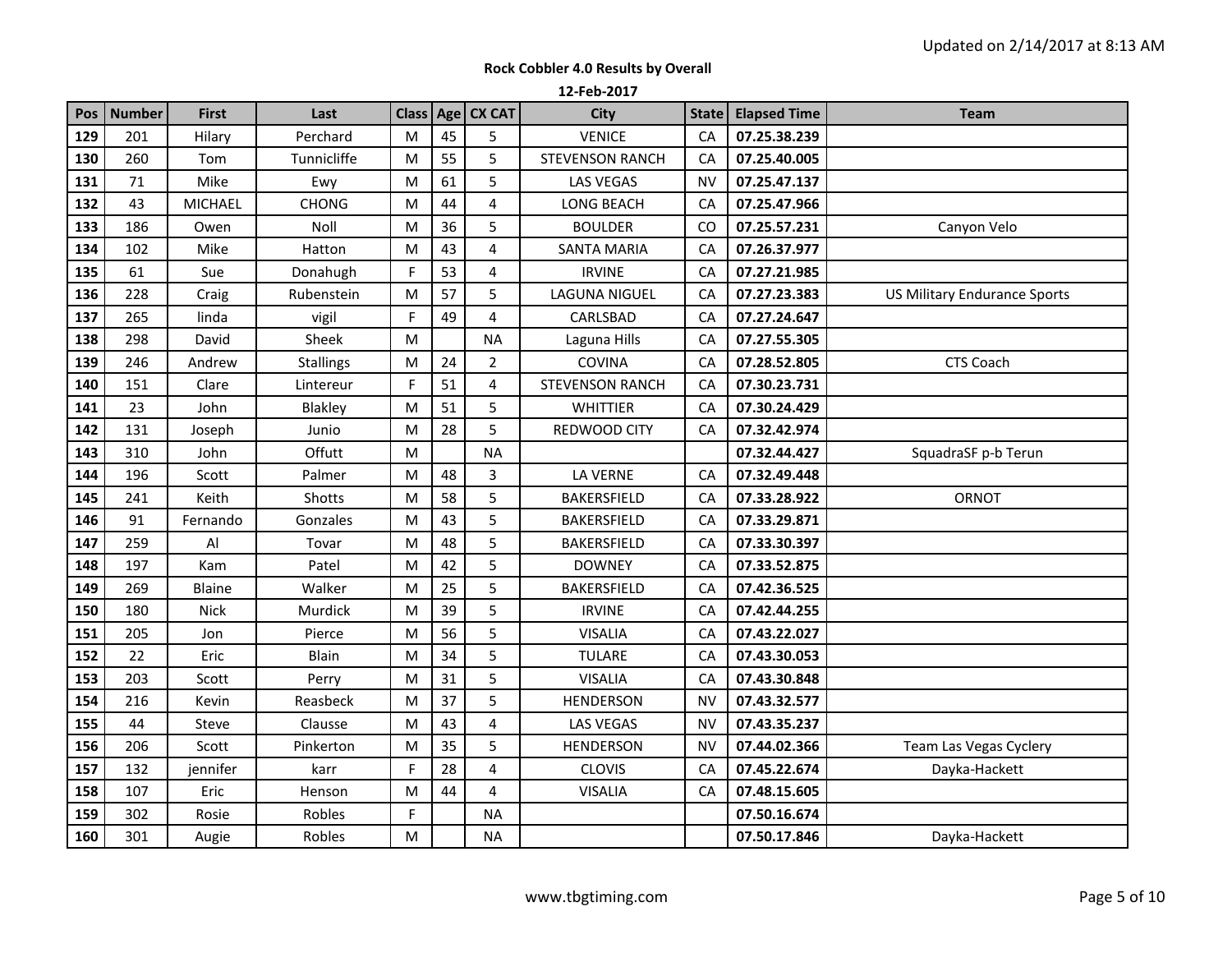Updated on 2/14/2017 at 8:13 AM

**Rock Cobbler 4.0 Results by Overall**

**12-Feb-2017**

| Pos | Number | First | Last | Class | Age | CX CAT | City | State | Elapsed Time | Team |
|---|---|---|---|---|---|---|---|---|---|---|
| 129 | 201 | Hilary | Perchard | M | 45 | 5 | VENICE | CA | 07.25.38.239 | |
| 130 | 260 | Tom | Tunnicliffe | M | 55 | 5 | STEVENSON RANCH | CA | 07.25.40.005 | |
| 131 | 71 | Mike | Ewy | M | 61 | 5 | LAS VEGAS | NV | 07.25.47.137 | |
| 132 | 43 | MICHAEL | CHONG | M | 44 | 4 | LONG BEACH | CA | 07.25.47.966 | |
| 133 | 186 | Owen | Noll | M | 36 | 5 | BOULDER | CO | 07.25.57.231 | Canyon Velo |
| 134 | 102 | Mike | Hatton | M | 43 | 4 | SANTA MARIA | CA | 07.26.37.977 | |
| 135 | 61 | Sue | Donahugh | F | 53 | 4 | IRVINE | CA | 07.27.21.985 | |
| 136 | 228 | Craig | Rubenstein | M | 57 | 5 | LAGUNA NIGUEL | CA | 07.27.23.383 | US Military Endurance Sports |
| 137 | 265 | linda | vigil | F | 49 | 4 | CARLSBAD | CA | 07.27.24.647 | |
| 138 | 298 | David | Sheek | M | | NA | Laguna Hills | CA | 07.27.55.305 | |
| 139 | 246 | Andrew | Stallings | M | 24 | 2 | COVINA | CA | 07.28.52.805 | CTS Coach |
| 140 | 151 | Clare | Lintereur | F | 51 | 4 | STEVENSON RANCH | CA | 07.30.23.731 | |
| 141 | 23 | John | Blakley | M | 51 | 5 | WHITTIER | CA | 07.30.24.429 | |
| 142 | 131 | Joseph | Junio | M | 28 | 5 | REDWOOD CITY | CA | 07.32.42.974 | |
| 143 | 310 | John | Offutt | M | | NA | | | 07.32.44.427 | SquadraSF p-b Terun |
| 144 | 196 | Scott | Palmer | M | 48 | 3 | LA VERNE | CA | 07.32.49.448 | |
| 145 | 241 | Keith | Shotts | M | 58 | 5 | BAKERSFIELD | CA | 07.33.28.922 | ORNOT |
| 146 | 91 | Fernando | Gonzales | M | 43 | 5 | BAKERSFIELD | CA | 07.33.29.871 | |
| 147 | 259 | Al | Tovar | M | 48 | 5 | BAKERSFIELD | CA | 07.33.30.397 | |
| 148 | 197 | Kam | Patel | M | 42 | 5 | DOWNEY | CA | 07.33.52.875 | |
| 149 | 269 | Blaine | Walker | M | 25 | 5 | BAKERSFIELD | CA | 07.42.36.525 | |
| 150 | 180 | Nick | Murdick | M | 39 | 5 | IRVINE | CA | 07.42.44.255 | |
| 151 | 205 | Jon | Pierce | M | 56 | 5 | VISALIA | CA | 07.43.22.027 | |
| 152 | 22 | Eric | Blain | M | 34 | 5 | TULARE | CA | 07.43.30.053 | |
| 153 | 203 | Scott | Perry | M | 31 | 5 | VISALIA | CA | 07.43.30.848 | |
| 154 | 216 | Kevin | Reasbeck | M | 37 | 5 | HENDERSON | NV | 07.43.32.577 | |
| 155 | 44 | Steve | Clausse | M | 43 | 4 | LAS VEGAS | NV | 07.43.35.237 | |
| 156 | 206 | Scott | Pinkerton | M | 35 | 5 | HENDERSON | NV | 07.44.02.366 | Team Las Vegas Cyclery |
| 157 | 132 | jennifer | karr | F | 28 | 4 | CLOVIS | CA | 07.45.22.674 | Dayka-Hackett |
| 158 | 107 | Eric | Henson | M | 44 | 4 | VISALIA | CA | 07.48.15.605 | |
| 159 | 302 | Rosie | Robles | F | | NA | | | 07.50.16.674 | |
| 160 | 301 | Augie | Robles | M | | NA | | | 07.50.17.846 | Dayka-Hackett |

www.tbgtiming.com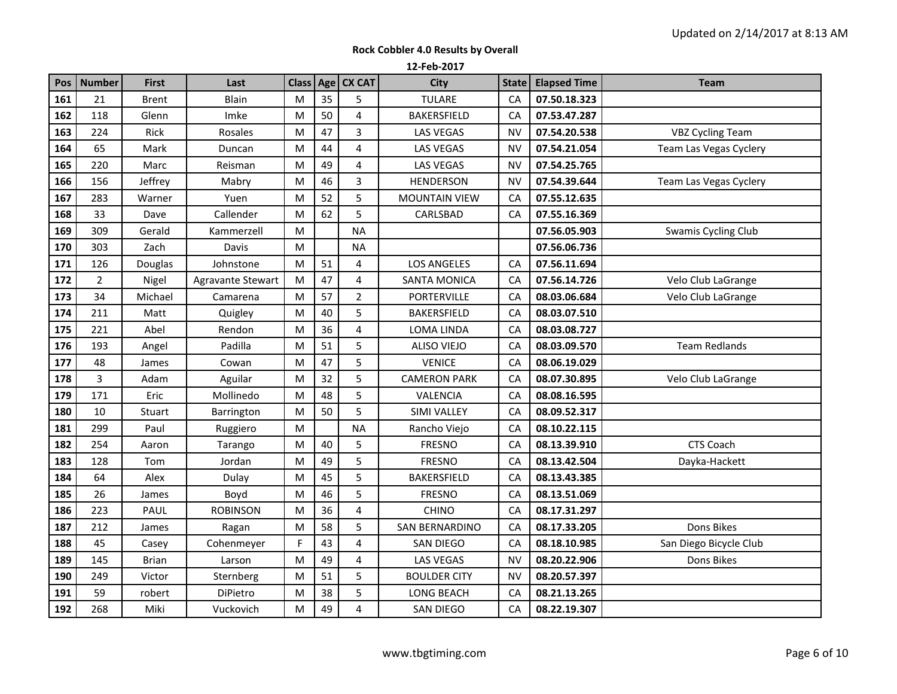Updated on 2/14/2017 at 8:13 AM

**Rock Cobbler 4.0 Results by Overall**

**12-Feb-2017**

| Pos | Number | First | Last | Class | Age | CX CAT | City | State | Elapsed Time | Team |
|---|---|---|---|---|---|---|---|---|---|---|
| 161 | 21 | Brent | Blain | M | 35 | 5 | TULARE | CA | 07.50.18.323 | |
| 162 | 118 | Glenn | Imke | M | 50 | 4 | BAKERSFIELD | CA | 07.53.47.287 | |
| 163 | 224 | Rick | Rosales | M | 47 | 3 | LAS VEGAS | NV | 07.54.20.538 | VBZ Cycling Team |
| 164 | 65 | Mark | Duncan | M | 44 | 4 | LAS VEGAS | NV | 07.54.21.054 | Team Las Vegas Cyclery |
| 165 | 220 | Marc | Reisman | M | 49 | 4 | LAS VEGAS | NV | 07.54.25.765 | |
| 166 | 156 | Jeffrey | Mabry | M | 46 | 3 | HENDERSON | NV | 07.54.39.644 | Team Las Vegas Cyclery |
| 167 | 283 | Warner | Yuen | M | 52 | 5 | MOUNTAIN VIEW | CA | 07.55.12.635 | |
| 168 | 33 | Dave | Callender | M | 62 | 5 | CARLSBAD | CA | 07.55.16.369 | |
| 169 | 309 | Gerald | Kammerzell | M | | NA | | | 07.56.05.903 | Swamis Cycling Club |
| 170 | 303 | Zach | Davis | M | | NA | | | 07.56.06.736 | |
| 171 | 126 | Douglas | Johnstone | M | 51 | 4 | LOS ANGELES | CA | 07.56.11.694 | |
| 172 | 2 | Nigel | Agravante Stewart | M | 47 | 4 | SANTA MONICA | CA | 07.56.14.726 | Velo Club LaGrange |
| 173 | 34 | Michael | Camarena | M | 57 | 2 | PORTERVILLE | CA | 08.03.06.684 | Velo Club LaGrange |
| 174 | 211 | Matt | Quigley | M | 40 | 5 | BAKERSFIELD | CA | 08.03.07.510 | |
| 175 | 221 | Abel | Rendon | M | 36 | 4 | LOMA LINDA | CA | 08.03.08.727 | |
| 176 | 193 | Angel | Padilla | M | 51 | 5 | ALISO VIEJO | CA | 08.03.09.570 | Team Redlands |
| 177 | 48 | James | Cowan | M | 47 | 5 | VENICE | CA | 08.06.19.029 | |
| 178 | 3 | Adam | Aguilar | M | 32 | 5 | CAMERON PARK | CA | 08.07.30.895 | Velo Club LaGrange |
| 179 | 171 | Eric | Mollinedo | M | 48 | 5 | VALENCIA | CA | 08.08.16.595 | |
| 180 | 10 | Stuart | Barrington | M | 50 | 5 | SIMI VALLEY | CA | 08.09.52.317 | |
| 181 | 299 | Paul | Ruggiero | M | | NA | Rancho Viejo | CA | 08.10.22.115 | |
| 182 | 254 | Aaron | Tarango | M | 40 | 5 | FRESNO | CA | 08.13.39.910 | CTS Coach |
| 183 | 128 | Tom | Jordan | M | 49 | 5 | FRESNO | CA | 08.13.42.504 | Dayka-Hackett |
| 184 | 64 | Alex | Dulay | M | 45 | 5 | BAKERSFIELD | CA | 08.13.43.385 | |
| 185 | 26 | James | Boyd | M | 46 | 5 | FRESNO | CA | 08.13.51.069 | |
| 186 | 223 | PAUL | ROBINSON | M | 36 | 4 | CHINO | CA | 08.17.31.297 | |
| 187 | 212 | James | Ragan | M | 58 | 5 | SAN BERNARDINO | CA | 08.17.33.205 | Dons Bikes |
| 188 | 45 | Casey | Cohenmeyer | F | 43 | 4 | SAN DIEGO | CA | 08.18.10.985 | San Diego Bicycle Club |
| 189 | 145 | Brian | Larson | M | 49 | 4 | LAS VEGAS | NV | 08.20.22.906 | Dons Bikes |
| 190 | 249 | Victor | Sternberg | M | 51 | 5 | BOULDER CITY | NV | 08.20.57.397 | |
| 191 | 59 | robert | DiPietro | M | 38 | 5 | LONG BEACH | CA | 08.21.13.265 | |
| 192 | 268 | Miki | Vuckovich | M | 49 | 4 | SAN DIEGO | CA | 08.22.19.307 | |

www.tbgtiming.com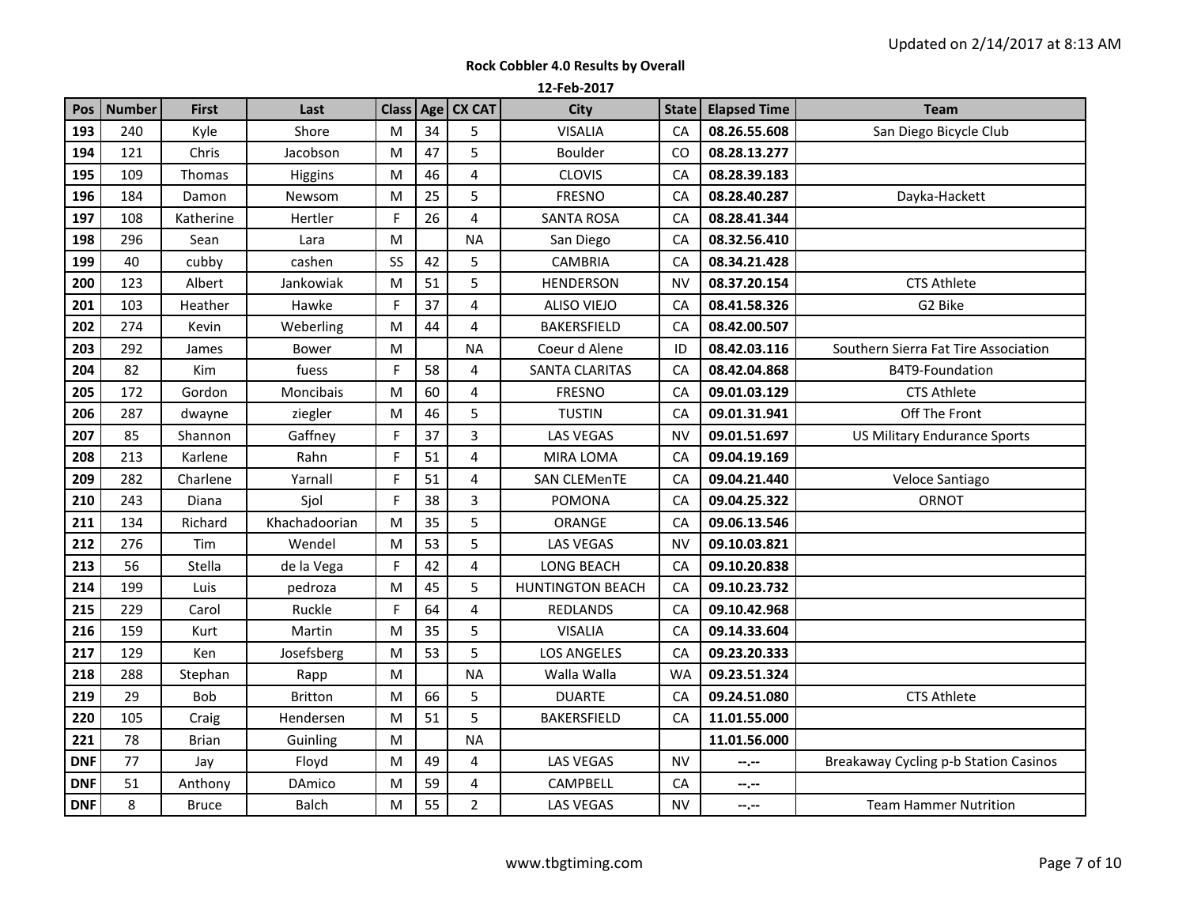Updated on 2/14/2017 at 8:13 AM

**Rock Cobbler 4.0 Results by Overall**

**12-Feb-2017**

| Pos | Number | First | Last | Class | Age | CX CAT | City | State | Elapsed Time | Team |
|---|---|---|---|---|---|---|---|---|---|---|
| **193** | 240 | Kyle | Shore | M | 34 | 5 | VISALIA | CA | **08.26.55.608** | San Diego Bicycle Club |
| **194** | 121 | Chris | Jacobson | M | 47 | 5 | Boulder | CO | **08.28.13.277** | |
| **195** | 109 | Thomas | Higgins | M | 46 | 4 | CLOVIS | CA | **08.28.39.183** | |
| **196** | 184 | Damon | Newsom | M | 25 | 5 | FRESNO | CA | **08.28.40.287** | Dayka-Hackett |
| **197** | 108 | Katherine | Hertler | F | 26 | 4 | SANTA ROSA | CA | **08.28.41.344** | |
| **198** | 296 | Sean | Lara | M | | NA | San Diego | CA | **08.32.56.410** | |
| **199** | 40 | cubby | cashen | SS | 42 | 5 | CAMBRIA | CA | **08.34.21.428** | |
| **200** | 123 | Albert | Jankowiak | M | 51 | 5 | HENDERSON | NV | **08.37.20.154** | CTS Athlete |
| **201** | 103 | Heather | Hawke | F | 37 | 4 | ALISO VIEJO | CA | **08.41.58.326** | G2 Bike |
| **202** | 274 | Kevin | Weberling | M | 44 | 4 | BAKERSFIELD | CA | **08.42.00.507** | |
| **203** | 292 | James | Bower | M | | NA | Coeur d Alene | ID | **08.42.03.116** | Southern Sierra Fat Tire Association |
| **204** | 82 | Kim | fuess | F | 58 | 4 | SANTA CLARITAS | CA | **08.42.04.868** | B4T9-Foundation |
| **205** | 172 | Gordon | Moncibais | M | 60 | 4 | FRESNO | CA | **09.01.03.129** | CTS Athlete |
| **206** | 287 | dwayne | ziegler | M | 46 | 5 | TUSTIN | CA | **09.01.31.941** | Off The Front |
| **207** | 85 | Shannon | Gaffney | F | 37 | 3 | LAS VEGAS | NV | **09.01.51.697** | US Military Endurance Sports |
| **208** | 213 | Karlene | Rahn | F | 51 | 4 | MIRA LOMA | CA | **09.04.19.169** | |
| **209** | 282 | Charlene | Yarnall | F | 51 | 4 | SAN CLEMenTE | CA | **09.04.21.440** | Veloce Santiago |
| **210** | 243 | Diana | Sjol | F | 38 | 3 | POMONA | CA | **09.04.25.322** | ORNOT |
| **211** | 134 | Richard | Khachadoorian | M | 35 | 5 | ORANGE | CA | **09.06.13.546** | |
| **212** | 276 | Tim | Wendel | M | 53 | 5 | LAS VEGAS | NV | **09.10.03.821** | |
| **213** | 56 | Stella | de la Vega | F | 42 | 4 | LONG BEACH | CA | **09.10.20.838** | |
| **214** | 199 | Luis | pedroza | M | 45 | 5 | HUNTINGTON BEACH | CA | **09.10.23.732** | |
| **215** | 229 | Carol | Ruckle | F | 64 | 4 | REDLANDS | CA | **09.10.42.968** | |
| **216** | 159 | Kurt | Martin | M | 35 | 5 | VISALIA | CA | **09.14.33.604** | |
| **217** | 129 | Ken | Josefsberg | M | 53 | 5 | LOS ANGELES | CA | **09.23.20.333** | |
| **218** | 288 | Stephan | Rapp | M | | NA | Walla Walla | WA | **09.23.51.324** | |
| **219** | 29 | Bob | Britton | M | 66 | 5 | DUARTE | CA | **09.24.51.080** | CTS Athlete |
| **220** | 105 | Craig | Hendersen | M | 51 | 5 | BAKERSFIELD | CA | **11.01.55.000** | |
| **221** | 78 | Brian | Guinling | M | | NA | | | **11.01.56.000** | |
| **DNF** | 77 | Jay | Floyd | M | 49 | 4 | LAS VEGAS | NV | --.-- | Breakaway Cycling p-b Station Casinos |
| **DNF** | 51 | Anthony | DAmico | M | 59 | 4 | CAMPBELL | CA | --.-- | |
| **DNF** | 8 | Bruce | Balch | M | 55 | 2 | LAS VEGAS | NV | --.-- | Team Hammer Nutrition |

www.tbgtiming.com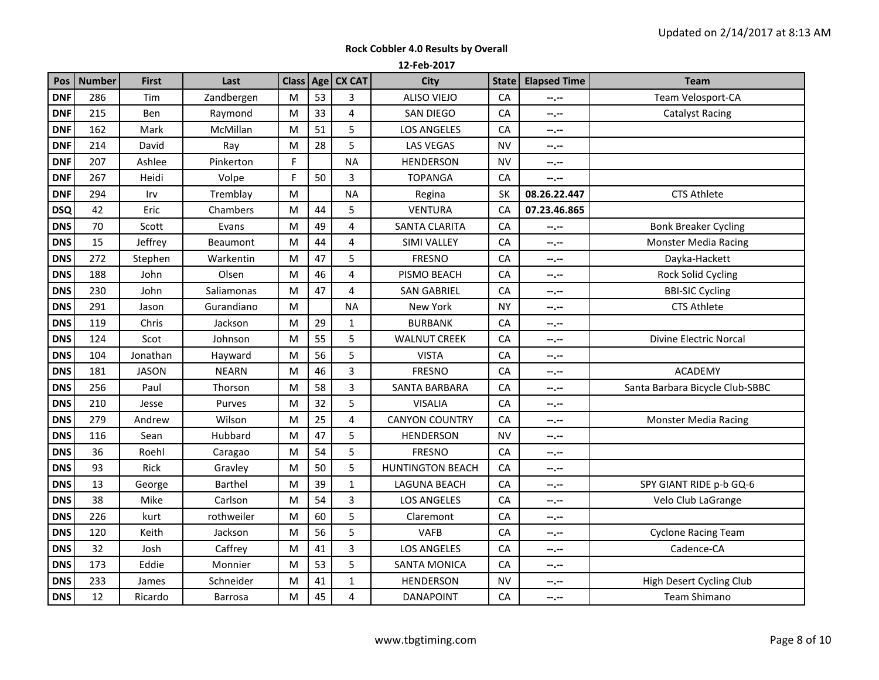Updated on 2/14/2017 at 8:13 AM

**Rock Cobbler 4.0 Results by Overall**

**12-Feb-2017**

| Pos | Number | First | Last | Class | Age | CX CAT | City | State | Elapsed Time | Team |
|---|---|---|---|---|---|---|---|---|---|---|
| DNF | 286 | Tim | Zandbergen | M | 53 | 3 | ALISO VIEJO | CA | --.-- | Team Velosport-CA |
| DNF | 215 | Ben | Raymond | M | 33 | 4 | SAN DIEGO | CA | --.-- | Catalyst Racing |
| DNF | 162 | Mark | McMillan | M | 51 | 5 | LOS ANGELES | CA | --.-- | |
| DNF | 214 | David | Ray | M | 28 | 5 | LAS VEGAS | NV | --.-- | |
| DNF | 207 | Ashlee | Pinkerton | F | | NA | HENDERSON | NV | --.-- | |
| DNF | 267 | Heidi | Volpe | F | 50 | 3 | TOPANGA | CA | --.-- | |
| DNF | 294 | Irv | Tremblay | M | | NA | Regina | SK | **08.26.22.447** | CTS Athlete |
| DSQ | 42 | Eric | Chambers | M | 44 | 5 | VENTURA | CA | **07.23.46.865** | |
| DNS | 70 | Scott | Evans | M | 49 | 4 | SANTA CLARITA | CA | --.-- | Bonk Breaker Cycling |
| DNS | 15 | Jeffrey | Beaumont | M | 44 | 4 | SIMI VALLEY | CA | --.-- | Monster Media Racing |
| DNS | 272 | Stephen | Warkentin | M | 47 | 5 | FRESNO | CA | --.-- | Dayka-Hackett |
| DNS | 188 | John | Olsen | M | 46 | 4 | PISMO BEACH | CA | --.-- | Rock Solid Cycling |
| DNS | 230 | John | Saliamonas | M | 47 | 4 | SAN GABRIEL | CA | --.-- | BBI-SIC Cycling |
| DNS | 291 | Jason | Gurandiano | M | | NA | New York | NY | --.-- | CTS Athlete |
| DNS | 119 | Chris | Jackson | M | 29 | 1 | BURBANK | CA | --.-- | |
| DNS | 124 | Scot | Johnson | M | 55 | 5 | WALNUT CREEK | CA | --.-- | Divine Electric Norcal |
| DNS | 104 | Jonathan | Hayward | M | 56 | 5 | VISTA | CA | --.-- | |
| DNS | 181 | JASON | NEARN | M | 46 | 3 | FRESNO | CA | --.-- | ACADEMY |
| DNS | 256 | Paul | Thorson | M | 58 | 3 | SANTA BARBARA | CA | --.-- | Santa Barbara Bicycle Club-SBBC |
| DNS | 210 | Jesse | Purves | M | 32 | 5 | VISALIA | CA | --.-- | |
| DNS | 279 | Andrew | Wilson | M | 25 | 4 | CANYON COUNTRY | CA | --.-- | Monster Media Racing |
| DNS | 116 | Sean | Hubbard | M | 47 | 5 | HENDERSON | NV | --.-- | |
| DNS | 36 | Roehl | Caragao | M | 54 | 5 | FRESNO | CA | --.-- | |
| DNS | 93 | Rick | Gravley | M | 50 | 5 | HUNTINGTON BEACH | CA | --.-- | |
| DNS | 13 | George | Barthel | M | 39 | 1 | LAGUNA BEACH | CA | --.-- | SPY GIANT RIDE p-b GQ-6 |
| DNS | 38 | Mike | Carlson | M | 54 | 3 | LOS ANGELES | CA | --.-- | Velo Club LaGrange |
| DNS | 226 | kurt | rothweiler | M | 60 | 5 | Claremont | CA | --.-- | |
| DNS | 120 | Keith | Jackson | M | 56 | 5 | VAFB | CA | --.-- | Cyclone Racing Team |
| DNS | 32 | Josh | Caffrey | M | 41 | 3 | LOS ANGELES | CA | --.-- | Cadence-CA |
| DNS | 173 | Eddie | Monnier | M | 53 | 5 | SANTA MONICA | CA | --.-- | |
| DNS | 233 | James | Schneider | M | 41 | 1 | HENDERSON | NV | --.-- | High Desert Cycling Club |
| DNS | 12 | Ricardo | Barrosa | M | 45 | 4 | DANAPOINT | CA | --.-- | Team Shimano |

www.tbgtiming.com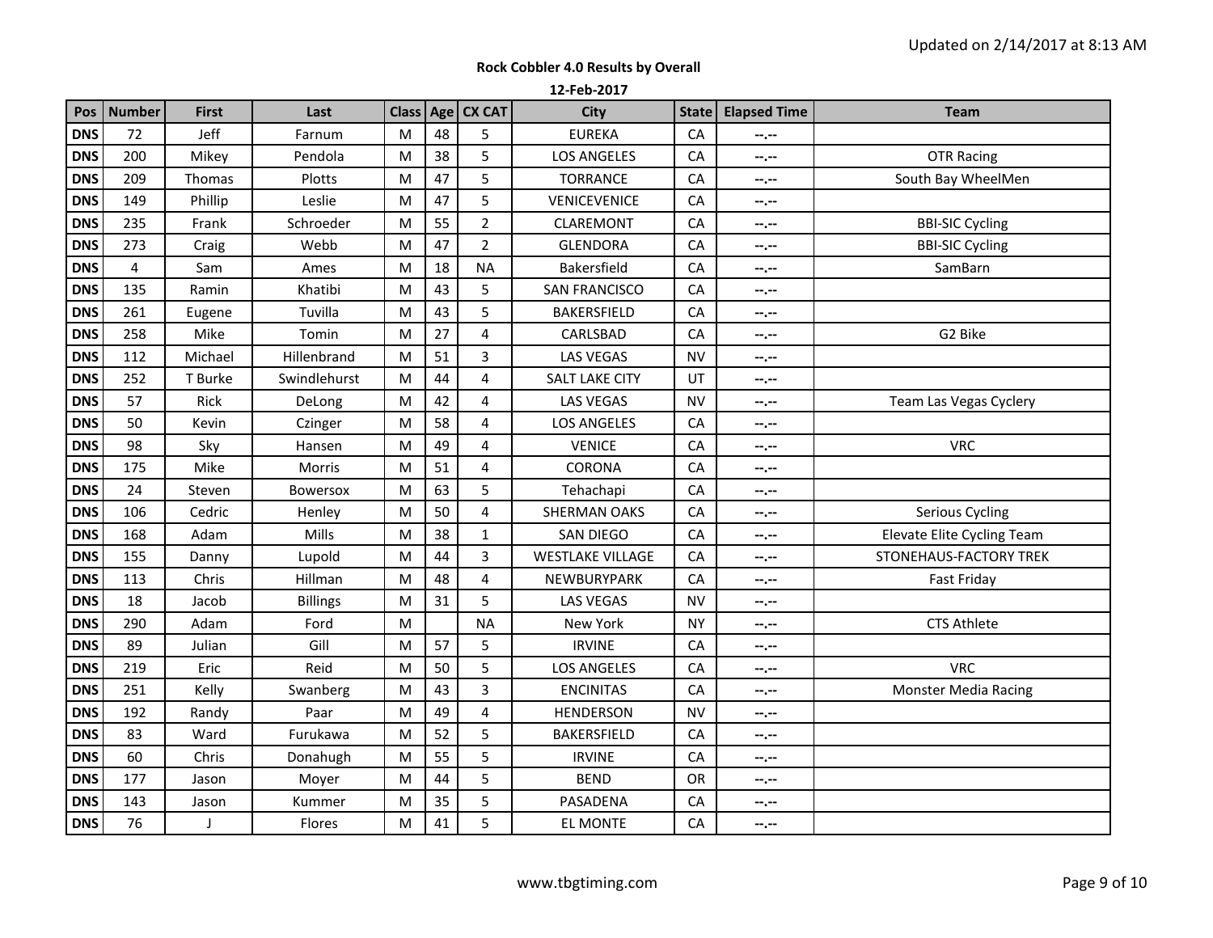Updated on 2/14/2017 at 8:13 AM

**Rock Cobbler 4.0 Results by Overall**

**12-Feb-2017**

| Pos | Number | First | Last | Class | Age | CX CAT | City | State | Elapsed Time | Team |
|---|---|---|---|---|---|---|---|---|---|---|
| DNS | 72 | Jeff | Farnum | M | 48 | 5 | EUREKA | CA | --.-- | |
| DNS | 200 | Mikey | Pendola | M | 38 | 5 | LOS ANGELES | CA | --.-- | OTR Racing |
| DNS | 209 | Thomas | Plotts | M | 47 | 5 | TORRANCE | CA | --.-- | South Bay WheelMen |
| DNS | 149 | Phillip | Leslie | M | 47 | 5 | VENICEVENICE | CA | --.-- | |
| DNS | 235 | Frank | Schroeder | M | 55 | 2 | CLAREMONT | CA | --.-- | BBI-SIC Cycling |
| DNS | 273 | Craig | Webb | M | 47 | 2 | GLENDORA | CA | --.-- | BBI-SIC Cycling |
| DNS | 4 | Sam | Ames | M | 18 | NA | Bakersfield | CA | --.-- | SamBarn |
| DNS | 135 | Ramin | Khatibi | M | 43 | 5 | SAN FRANCISCO | CA | --.-- | |
| DNS | 261 | Eugene | Tuvilla | M | 43 | 5 | BAKERSFIELD | CA | --.-- | |
| DNS | 258 | Mike | Tomin | M | 27 | 4 | CARLSBAD | CA | --.-- | G2 Bike |
| DNS | 112 | Michael | Hillenbrand | M | 51 | 3 | LAS VEGAS | NV | --.-- | |
| DNS | 252 | T Burke | Swindlehurst | M | 44 | 4 | SALT LAKE CITY | UT | --.-- | |
| DNS | 57 | Rick | DeLong | M | 42 | 4 | LAS VEGAS | NV | --.-- | Team Las Vegas Cyclery |
| DNS | 50 | Kevin | Czinger | M | 58 | 4 | LOS ANGELES | CA | --.-- | |
| DNS | 98 | Sky | Hansen | M | 49 | 4 | VENICE | CA | --.-- | VRC |
| DNS | 175 | Mike | Morris | M | 51 | 4 | CORONA | CA | --.-- | |
| DNS | 24 | Steven | Bowersox | M | 63 | 5 | Tehachapi | CA | --.-- | |
| DNS | 106 | Cedric | Henley | M | 50 | 4 | SHERMAN OAKS | CA | --.-- | Serious Cycling |
| DNS | 168 | Adam | Mills | M | 38 | 1 | SAN DIEGO | CA | --.-- | Elevate Elite Cycling Team |
| DNS | 155 | Danny | Lupold | M | 44 | 3 | WESTLAKE VILLAGE | CA | --.-- | STONEHAUS-FACTORY TREK |
| DNS | 113 | Chris | Hillman | M | 48 | 4 | NEWBURYPARK | CA | --.-- | Fast Friday |
| DNS | 18 | Jacob | Billings | M | 31 | 5 | LAS VEGAS | NV | --.-- | |
| DNS | 290 | Adam | Ford | M | | NA | New York | NY | --.-- | CTS Athlete |
| DNS | 89 | Julian | Gill | M | 57 | 5 | IRVINE | CA | --.-- | |
| DNS | 219 | Eric | Reid | M | 50 | 5 | LOS ANGELES | CA | --.-- | VRC |
| DNS | 251 | Kelly | Swanberg | M | 43 | 3 | ENCINITAS | CA | --.-- | Monster Media Racing |
| DNS | 192 | Randy | Paar | M | 49 | 4 | HENDERSON | NV | --.-- | |
| DNS | 83 | Ward | Furukawa | M | 52 | 5 | BAKERSFIELD | CA | --.-- | |
| DNS | 60 | Chris | Donahugh | M | 55 | 5 | IRVINE | CA | --.-- | |
| DNS | 177 | Jason | Moyer | M | 44 | 5 | BEND | OR | --.-- | |
| DNS | 143 | Jason | Kummer | M | 35 | 5 | PASADENA | CA | --.-- | |
| DNS | 76 | J | Flores | M | 41 | 5 | EL MONTE | CA | --.-- | |

www.tbgtiming.com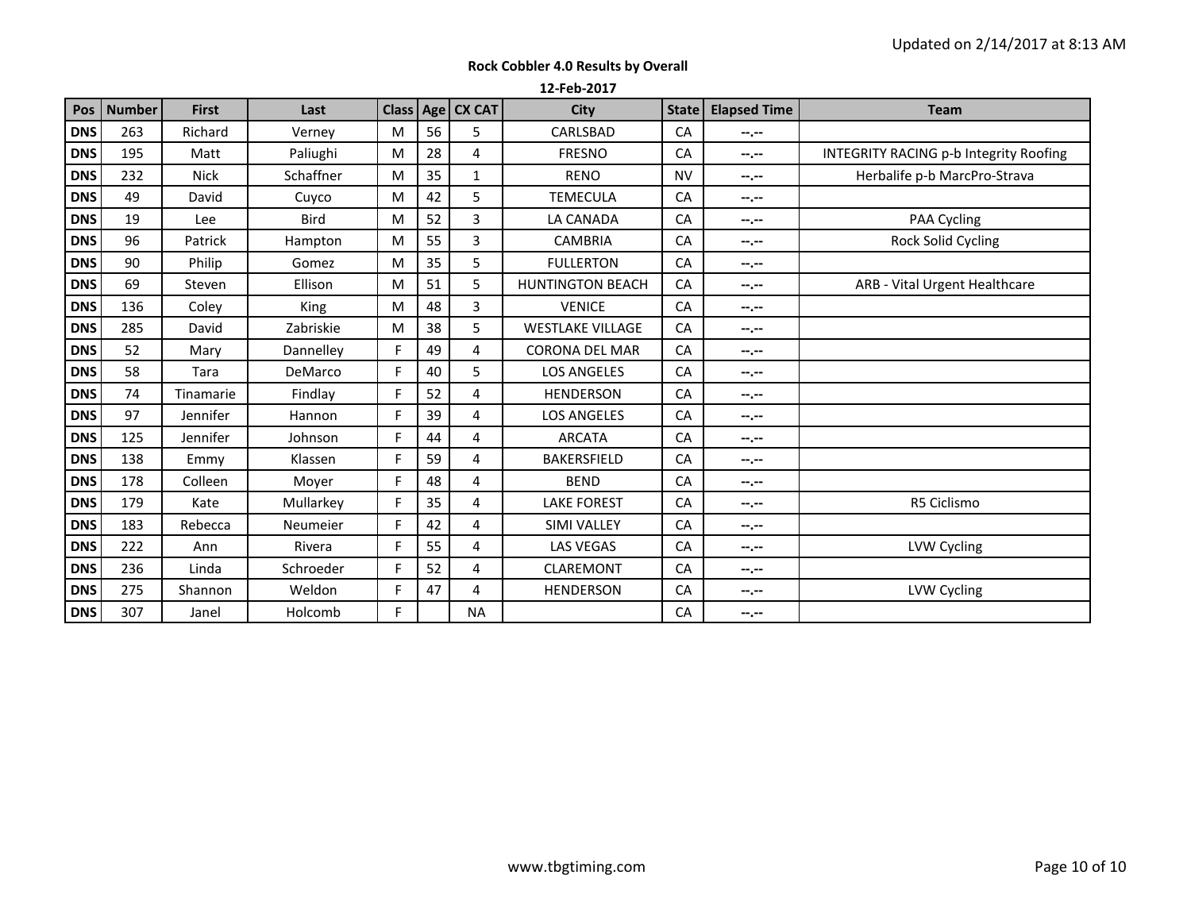Updated on 2/14/2017 at 8:13 AM

**Rock Cobbler 4.0 Results by Overall**

**12-Feb-2017**

| Pos | Number | First | Last | Class | Age | CX CAT | City | State | Elapsed Time | Team |
|---|---|---|---|---|---|---|---|---|---|---|
| DNS | 263 | Richard | Verney | M | 56 | 5 | CARLSBAD | CA | --.-- | |
| DNS | 195 | Matt | Paliughi | M | 28 | 4 | FRESNO | CA | --.-- | INTEGRITY RACING p-b Integrity Roofing |
| DNS | 232 | Nick | Schaffner | M | 35 | 1 | RENO | NV | --.-- | Herbalife p-b MarcPro-Strava |
| DNS | 49 | David | Cuyco | M | 42 | 5 | TEMECULA | CA | --.-- | |
| DNS | 19 | Lee | Bird | M | 52 | 3 | LA CANADA | CA | --.-- | PAA Cycling |
| DNS | 96 | Patrick | Hampton | M | 55 | 3 | CAMBRIA | CA | --.-- | Rock Solid Cycling |
| DNS | 90 | Philip | Gomez | M | 35 | 5 | FULLERTON | CA | --.-- | |
| DNS | 69 | Steven | Ellison | M | 51 | 5 | HUNTINGTON BEACH | CA | --.-- | ARB - Vital Urgent Healthcare |
| DNS | 136 | Coley | King | M | 48 | 3 | VENICE | CA | --.-- | |
| DNS | 285 | David | Zabriskie | M | 38 | 5 | WESTLAKE VILLAGE | CA | --.-- | |
| DNS | 52 | Mary | Dannelley | F | 49 | 4 | CORONA DEL MAR | CA | --.-- | |
| DNS | 58 | Tara | DeMarco | F | 40 | 5 | LOS ANGELES | CA | --.-- | |
| DNS | 74 | Tinamarie | Findlay | F | 52 | 4 | HENDERSON | CA | --.-- | |
| DNS | 97 | Jennifer | Hannon | F | 39 | 4 | LOS ANGELES | CA | --.-- | |
| DNS | 125 | Jennifer | Johnson | F | 44 | 4 | ARCATA | CA | --.-- | |
| DNS | 138 | Emmy | Klassen | F | 59 | 4 | BAKERSFIELD | CA | --.-- | |
| DNS | 178 | Colleen | Moyer | F | 48 | 4 | BEND | CA | --.-- | |
| DNS | 179 | Kate | Mullarkey | F | 35 | 4 | LAKE FOREST | CA | --.-- | R5 Ciclismo |
| DNS | 183 | Rebecca | Neumeier | F | 42 | 4 | SIMI VALLEY | CA | --.-- | |
| DNS | 222 | Ann | Rivera | F | 55 | 4 | LAS VEGAS | CA | --.-- | LVW Cycling |
| DNS | 236 | Linda | Schroeder | F | 52 | 4 | CLAREMONT | CA | --.-- | |
| DNS | 275 | Shannon | Weldon | F | 47 | 4 | HENDERSON | CA | --.-- | LVW Cycling |
| DNS | 307 | Janel | Holcomb | F | | NA | | CA | --.-- | |

www.tbgtiming.com